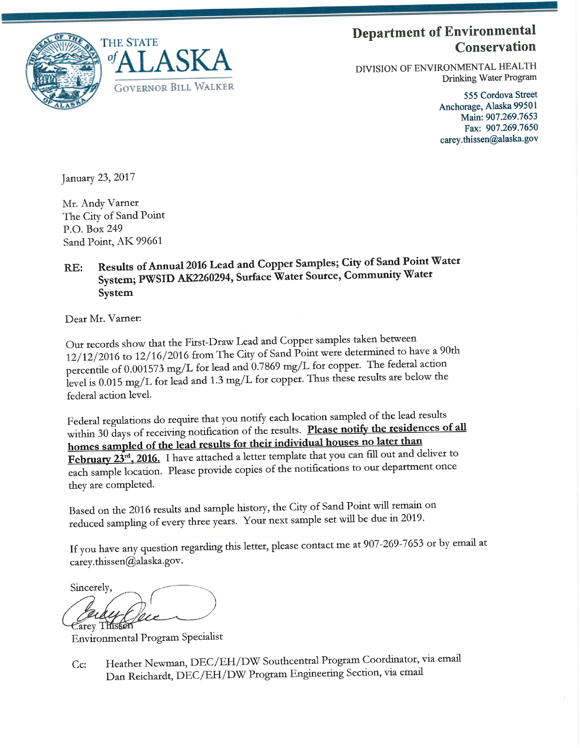THE STATE of ALASKA

GOVERNOR BILL WALKER

**Department of Environmental Conservation**

DIVISION OF ENVIRONMENTAL HEALTH
Drinking Water Program

555 Cordova Street
Anchorage, Alaska 99501
Main: 907.269.7653
Fax: 907.269.7650
carey.thissen@alaska.gov

January 23, 2017

Mr. Andy Varner
The City of Sand Point
P.O. Box 249
Sand Point, AK 99661

**RE: Results of Annual 2016 Lead and Copper Samples; City of Sand Point Water System; PWSID AK2260294, Surface Water Source, Community Water System**

Dear Mr. Varner:

Our records show that the First-Draw Lead and Copper samples taken between 12/12/2016 to 12/16/2016 from The City of Sand Point were determined to have a 90th percentile of 0.001573 mg/L for lead and 0.7869 mg/L for copper. The federal action level is 0.015 mg/L for lead and 1.3 mg/L for copper. Thus these results are below the federal action level.

Federal regulations do require that you notify each location sampled of the lead results within 30 days of receiving notification of the results. **Please notify the residences of all homes sampled of the lead results for their individual houses no later than February 23rd, 2016.** I have attached a letter template that you can fill out and deliver to each sample location. Please provide copies of the notifications to our department once they are completed.

Based on the 2016 results and sample history, the City of Sand Point will remain on reduced sampling of every three years. Your next sample set will be due in 2019.

If you have any question regarding this letter, please contact me at 907-269-7653 or by email at carey.thissen@alaska.gov.

Sincerely,

Carey Thissen
Environmental Program Specialist

Cc: Heather Newman, DEC/EH/DW Southcentral Program Coordinator, via email
Dan Reichardt, DEC/EH/DW Program Engineering Section, via email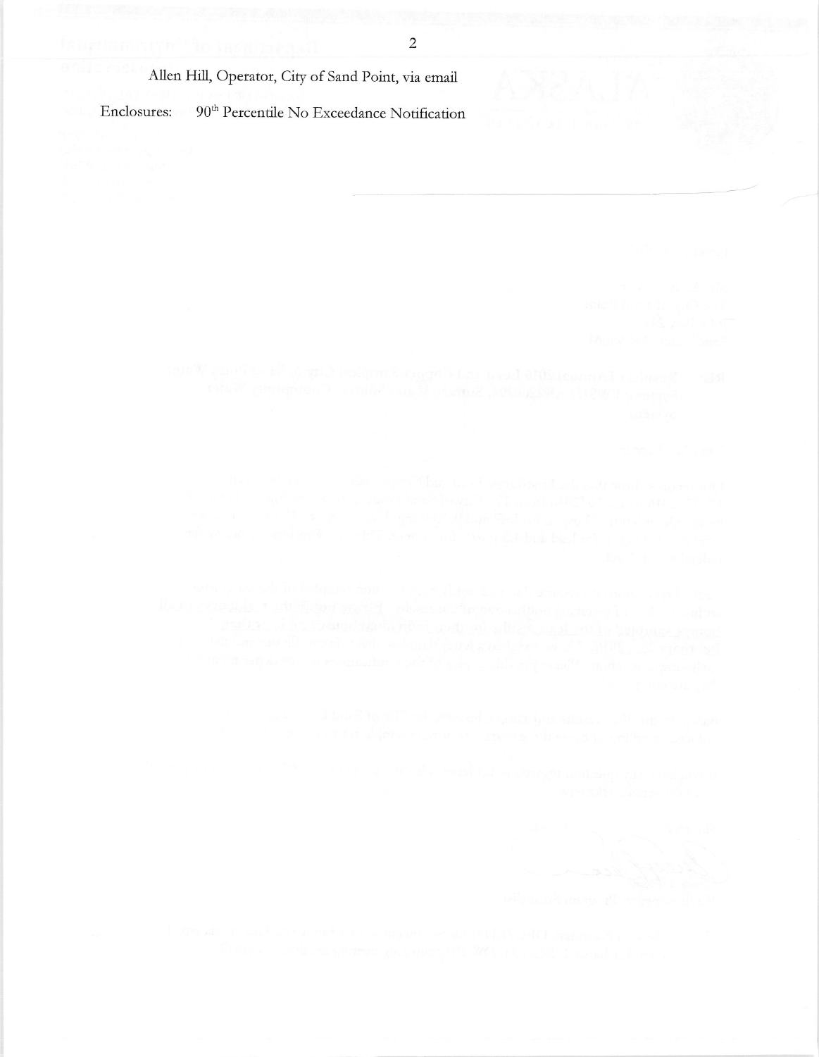Allen Hill, Operator, City of Sand Point, via email

Enclosures: 90[th] Percentile No Exceedance Notification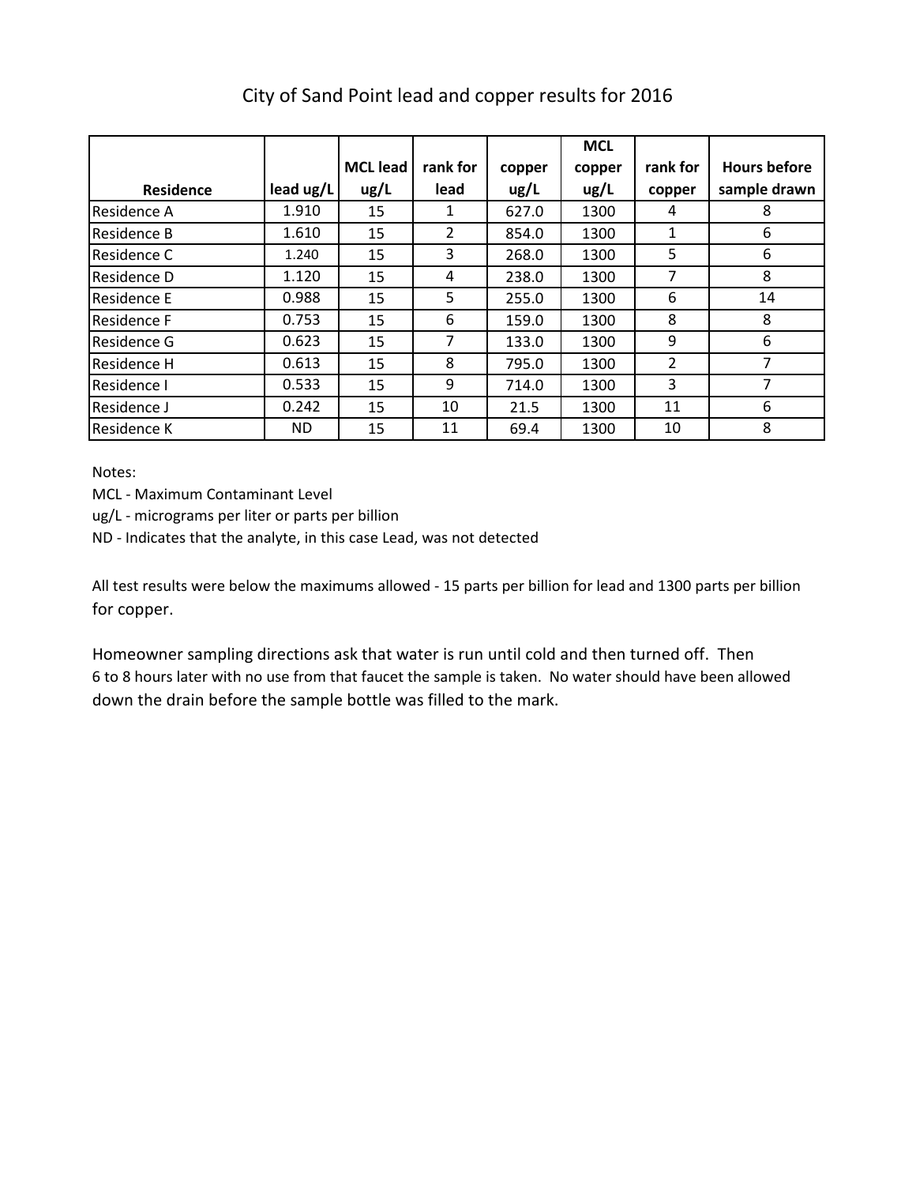# City of Sand Point lead and copper results for 2016

| Residence | lead ug/L | MCL lead ug/L | rank for lead | copper ug/L | MCL copper ug/L | rank for copper | Hours before sample drawn |
|---|---|---|---|---|---|---|---|
| Residence A | 1.910 | 15 | 1 | 627.0 | 1300 | 4 | 8 |
| Residence B | 1.610 | 15 | 2 | 854.0 | 1300 | 1 | 6 |
| Residence C | 1.240 | 15 | 3 | 268.0 | 1300 | 5 | 6 |
| Residence D | 1.120 | 15 | 4 | 238.0 | 1300 | 7 | 8 |
| Residence E | 0.988 | 15 | 5 | 255.0 | 1300 | 6 | 14 |
| Residence F | 0.753 | 15 | 6 | 159.0 | 1300 | 8 | 8 |
| Residence G | 0.623 | 15 | 7 | 133.0 | 1300 | 9 | 6 |
| Residence H | 0.613 | 15 | 8 | 795.0 | 1300 | 2 | 7 |
| Residence I | 0.533 | 15 | 9 | 714.0 | 1300 | 3 | 7 |
| Residence J | 0.242 | 15 | 10 | 21.5 | 1300 | 11 | 6 |
| Residence K | ND | 15 | 11 | 69.4 | 1300 | 10 | 8 |

Notes:

MCL - Maximum Contaminant Level

ug/L - micrograms per liter or parts per billion

ND - Indicates that the analyte, in this case Lead, was not detected

All test results were below the maximums allowed - 15 parts per billion for lead and 1300 parts per billion for copper.

Homeowner sampling directions ask that water is run until cold and then turned off. Then 6 to 8 hours later with no use from that faucet the sample is taken. No water should have been allowed down the drain before the sample bottle was filled to the mark.